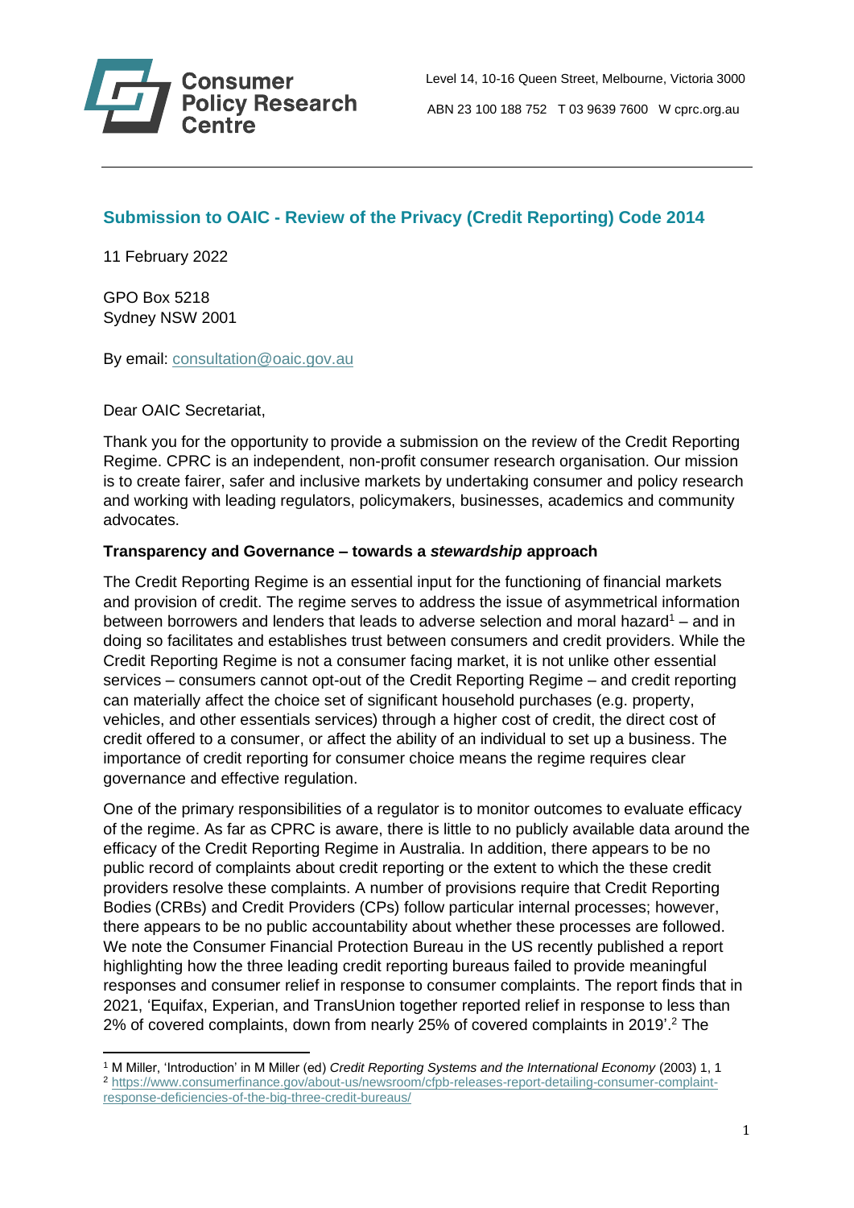Consumer Policy Research Centre

Level 14, 10-16 Queen Street, Melbourne, Victoria 3000

ABN 23 100 188 752 T 03 9639 7600 W cprc.org.au

## Submission to OAIC - Review of the Privacy (Credit Reporting) Code 2014

11 February 2022

GPO Box 5218
Sydney NSW 2001

By email: consultation@oaic.gov.au

Dear OAIC Secretariat,

Thank you for the opportunity to provide a submission on the review of the Credit Reporting Regime. CPRC is an independent, non-profit consumer research organisation. Our mission is to create fairer, safer and inclusive markets by undertaking consumer and policy research and working with leading regulators, policymakers, businesses, academics and community advocates.

**Transparency and Governance – towards a *stewardship* approach**

The Credit Reporting Regime is an essential input for the functioning of financial markets and provision of credit. The regime serves to address the issue of asymmetrical information between borrowers and lenders that leads to adverse selection and moral hazard[1] – and in doing so facilitates and establishes trust between consumers and credit providers. While the Credit Reporting Regime is not a consumer facing market, it is not unlike other essential services – consumers cannot opt-out of the Credit Reporting Regime – and credit reporting can materially affect the choice set of significant household purchases (e.g. property, vehicles, and other essentials services) through a higher cost of credit, the direct cost of credit offered to a consumer, or affect the ability of an individual to set up a business. The importance of credit reporting for consumer choice means the regime requires clear governance and effective regulation.

One of the primary responsibilities of a regulator is to monitor outcomes to evaluate efficacy of the regime. As far as CPRC is aware, there is little to no publicly available data around the efficacy of the Credit Reporting Regime in Australia. In addition, there appears to be no public record of complaints about credit reporting or the extent to which the these credit providers resolve these complaints. A number of provisions require that Credit Reporting Bodies (CRBs) and Credit Providers (CPs) follow particular internal processes; however, there appears to be no public accountability about whether these processes are followed. We note the Consumer Financial Protection Bureau in the US recently published a report highlighting how the three leading credit reporting bureaus failed to provide meaningful responses and consumer relief in response to consumer complaints. The report finds that in 2021, 'Equifax, Experian, and TransUnion together reported relief in response to less than 2% of covered complaints, down from nearly 25% of covered complaints in 2019'.[2] The

---

[1] M Miller, 'Introduction' in M Miller (ed) *Credit Reporting Systems and the International Economy* (2003) 1, 1

[2] https://www.consumerfinance.gov/about-us/newsroom/cfpb-releases-report-detailing-consumer-complaint-response-deficiencies-of-the-big-three-credit-bureaus/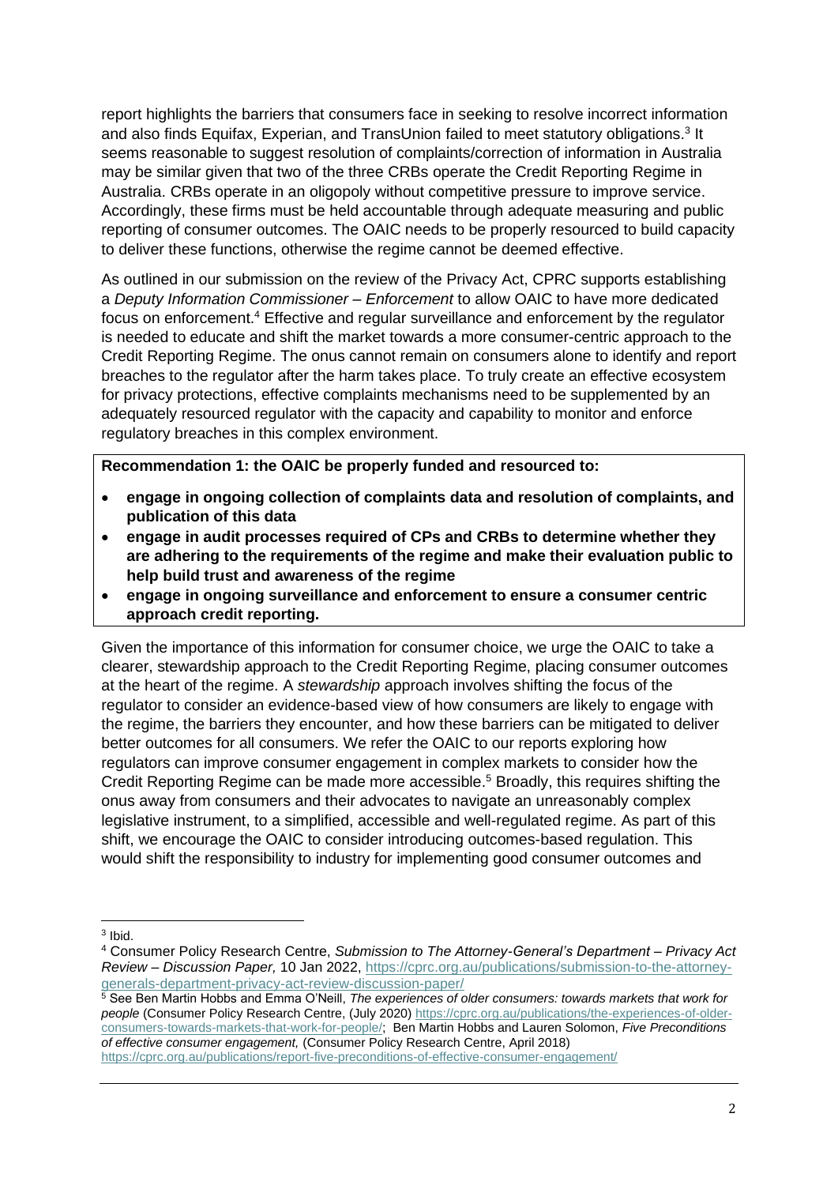report highlights the barriers that consumers face in seeking to resolve incorrect information and also finds Equifax, Experian, and TransUnion failed to meet statutory obligations.[3] It seems reasonable to suggest resolution of complaints/correction of information in Australia may be similar given that two of the three CRBs operate the Credit Reporting Regime in Australia. CRBs operate in an oligopoly without competitive pressure to improve service. Accordingly, these firms must be held accountable through adequate measuring and public reporting of consumer outcomes. The OAIC needs to be properly resourced to build capacity to deliver these functions, otherwise the regime cannot be deemed effective.

As outlined in our submission on the review of the Privacy Act, CPRC supports establishing a *Deputy Information Commissioner – Enforcement* to allow OAIC to have more dedicated focus on enforcement.[4] Effective and regular surveillance and enforcement by the regulator is needed to educate and shift the market towards a more consumer-centric approach to the Credit Reporting Regime. The onus cannot remain on consumers alone to identify and report breaches to the regulator after the harm takes place. To truly create an effective ecosystem for privacy protections, effective complaints mechanisms need to be supplemented by an adequately resourced regulator with the capacity and capability to monitor and enforce regulatory breaches in this complex environment.

**Recommendation 1: the OAIC be properly funded and resourced to:**

- **engage in ongoing collection of complaints data and resolution of complaints, and publication of this data**
- **engage in audit processes required of CPs and CRBs to determine whether they are adhering to the requirements of the regime and make their evaluation public to help build trust and awareness of the regime**
- **engage in ongoing surveillance and enforcement to ensure a consumer centric approach credit reporting.**

Given the importance of this information for consumer choice, we urge the OAIC to take a clearer, stewardship approach to the Credit Reporting Regime, placing consumer outcomes at the heart of the regime. A *stewardship* approach involves shifting the focus of the regulator to consider an evidence-based view of how consumers are likely to engage with the regime, the barriers they encounter, and how these barriers can be mitigated to deliver better outcomes for all consumers. We refer the OAIC to our reports exploring how regulators can improve consumer engagement in complex markets to consider how the Credit Reporting Regime can be made more accessible.[5] Broadly, this requires shifting the onus away from consumers and their advocates to navigate an unreasonably complex legislative instrument, to a simplified, accessible and well-regulated regime. As part of this shift, we encourage the OAIC to consider introducing outcomes-based regulation. This would shift the responsibility to industry for implementing good consumer outcomes and

---

[3] Ibid.

[4] Consumer Policy Research Centre, *Submission to The Attorney-General's Department – Privacy Act Review – Discussion Paper,* 10 Jan 2022, https://cprc.org.au/publications/submission-to-the-attorney-generals-department-privacy-act-review-discussion-paper/

[5] See Ben Martin Hobbs and Emma O'Neill, *The experiences of older consumers: towards markets that work for people* (Consumer Policy Research Centre, (July 2020) https://cprc.org.au/publications/the-experiences-of-older-consumers-towards-markets-that-work-for-people/; Ben Martin Hobbs and Lauren Solomon, *Five Preconditions of effective consumer engagement,* (Consumer Policy Research Centre, April 2018) https://cprc.org.au/publications/report-five-preconditions-of-effective-consumer-engagement/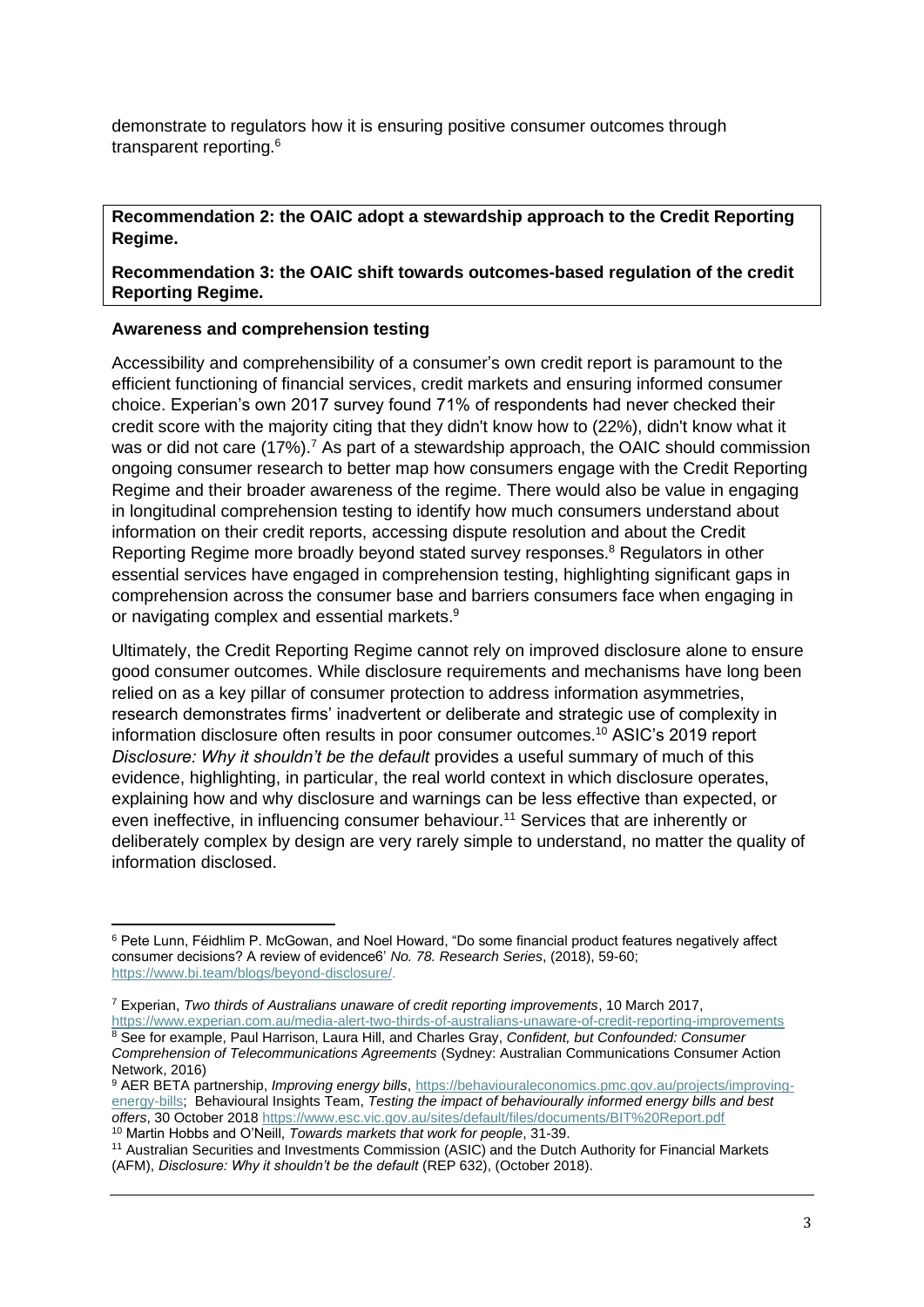demonstrate to regulators how it is ensuring positive consumer outcomes through transparent reporting.[6]

**Recommendation 2: the OAIC adopt a stewardship approach to the Credit Reporting Regime.**

**Recommendation 3: the OAIC shift towards outcomes-based regulation of the credit Reporting Regime.**

**Awareness and comprehension testing**

Accessibility and comprehensibility of a consumer's own credit report is paramount to the efficient functioning of financial services, credit markets and ensuring informed consumer choice. Experian's own 2017 survey found 71% of respondents had never checked their credit score with the majority citing that they didn't know how to (22%), didn't know what it was or did not care (17%).[7] As part of a stewardship approach, the OAIC should commission ongoing consumer research to better map how consumers engage with the Credit Reporting Regime and their broader awareness of the regime. There would also be value in engaging in longitudinal comprehension testing to identify how much consumers understand about information on their credit reports, accessing dispute resolution and about the Credit Reporting Regime more broadly beyond stated survey responses.[8] Regulators in other essential services have engaged in comprehension testing, highlighting significant gaps in comprehension across the consumer base and barriers consumers face when engaging in or navigating complex and essential markets.[9]

Ultimately, the Credit Reporting Regime cannot rely on improved disclosure alone to ensure good consumer outcomes. While disclosure requirements and mechanisms have long been relied on as a key pillar of consumer protection to address information asymmetries, research demonstrates firms' inadvertent or deliberate and strategic use of complexity in information disclosure often results in poor consumer outcomes.[10] ASIC's 2019 report *Disclosure: Why it shouldn't be the default* provides a useful summary of much of this evidence, highlighting, in particular, the real world context in which disclosure operates, explaining how and why disclosure and warnings can be less effective than expected, or even ineffective, in influencing consumer behaviour.[11] Services that are inherently or deliberately complex by design are very rarely simple to understand, no matter the quality of information disclosed.

---

[6] Pete Lunn, Féidhlim P. McGowan, and Noel Howard, "Do some financial product features negatively affect consumer decisions? A review of evidence6' *No. 78. Research Series*, (2018), 59-60; https://www.bi.team/blogs/beyond-disclosure/.

[7] Experian, *Two thirds of Australians unaware of credit reporting improvements*, 10 March 2017, https://www.experian.com.au/media-alert-two-thirds-of-australians-unaware-of-credit-reporting-improvements

[8] See for example, Paul Harrison, Laura Hill, and Charles Gray, *Confident, but Confounded: Consumer Comprehension of Telecommunications Agreements* (Sydney: Australian Communications Consumer Action Network, 2016)

[9] AER BETA partnership, *Improving energy bills*, https://behaviouraleconomics.pmc.gov.au/projects/improving-energy-bills; Behavioural Insights Team, *Testing the impact of behaviourally informed energy bills and best offers*, 30 October 2018 https://www.esc.vic.gov.au/sites/default/files/documents/BIT%20Report.pdf

[10] Martin Hobbs and O'Neill, *Towards markets that work for people*, 31-39.

[11] Australian Securities and Investments Commission (ASIC) and the Dutch Authority for Financial Markets (AFM), *Disclosure: Why it shouldn't be the default* (REP 632), (October 2018).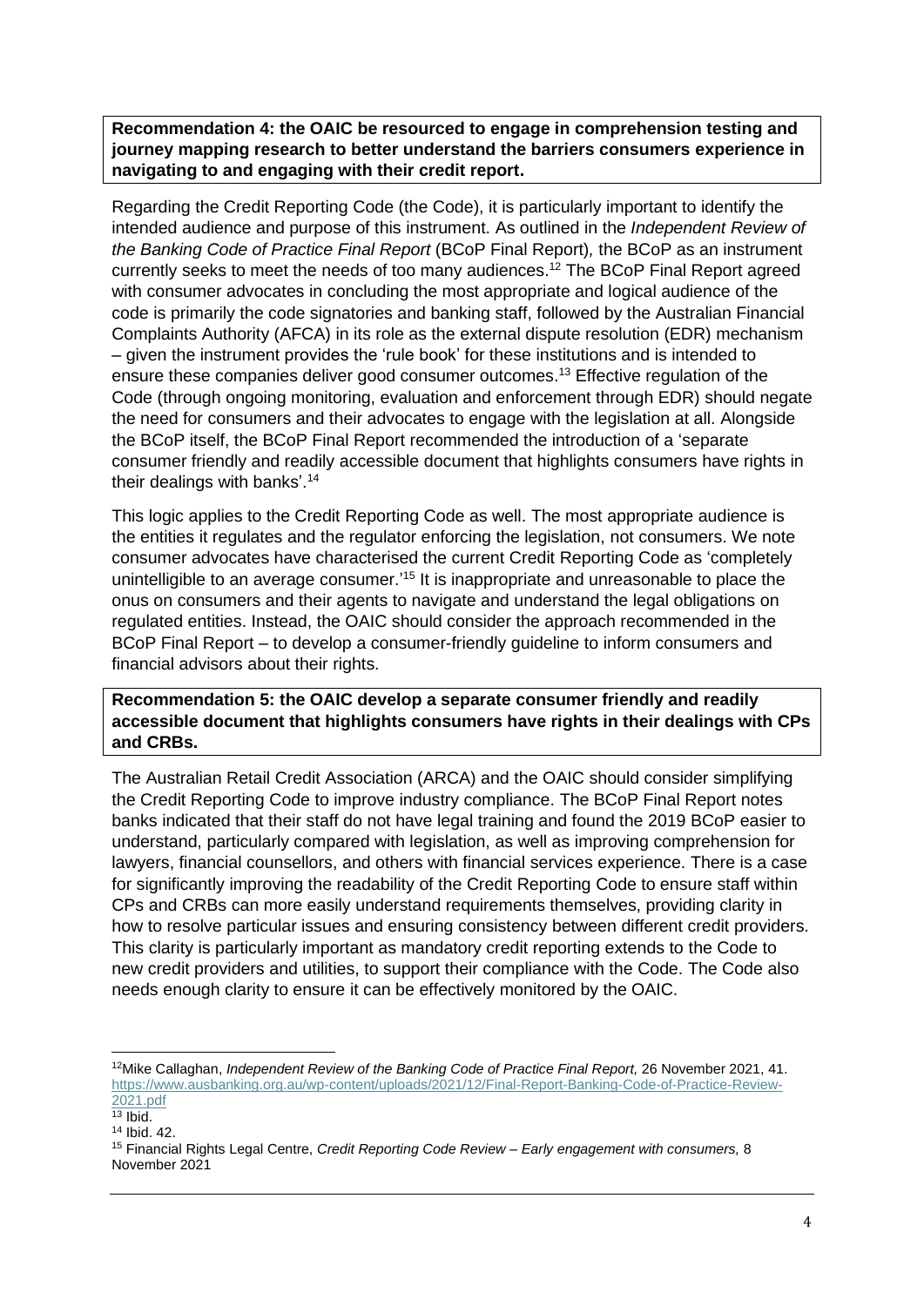**Recommendation 4: the OAIC be resourced to engage in comprehension testing and journey mapping research to better understand the barriers consumers experience in navigating to and engaging with their credit report.**

Regarding the Credit Reporting Code (the Code), it is particularly important to identify the intended audience and purpose of this instrument. As outlined in the *Independent Review of the Banking Code of Practice Final Report* (BCoP Final Report), the BCoP as an instrument currently seeks to meet the needs of too many audiences.[12] The BCoP Final Report agreed with consumer advocates in concluding the most appropriate and logical audience of the code is primarily the code signatories and banking staff, followed by the Australian Financial Complaints Authority (AFCA) in its role as the external dispute resolution (EDR) mechanism – given the instrument provides the 'rule book' for these institutions and is intended to ensure these companies deliver good consumer outcomes.[13] Effective regulation of the Code (through ongoing monitoring, evaluation and enforcement through EDR) should negate the need for consumers and their advocates to engage with the legislation at all. Alongside the BCoP itself, the BCoP Final Report recommended the introduction of a 'separate consumer friendly and readily accessible document that highlights consumers have rights in their dealings with banks'.[14]

This logic applies to the Credit Reporting Code as well. The most appropriate audience is the entities it regulates and the regulator enforcing the legislation, not consumers. We note consumer advocates have characterised the current Credit Reporting Code as 'completely unintelligible to an average consumer.'[15] It is inappropriate and unreasonable to place the onus on consumers and their agents to navigate and understand the legal obligations on regulated entities. Instead, the OAIC should consider the approach recommended in the BCoP Final Report – to develop a consumer-friendly guideline to inform consumers and financial advisors about their rights.

**Recommendation 5: the OAIC develop a separate consumer friendly and readily accessible document that highlights consumers have rights in their dealings with CPs and CRBs.**

The Australian Retail Credit Association (ARCA) and the OAIC should consider simplifying the Credit Reporting Code to improve industry compliance. The BCoP Final Report notes banks indicated that their staff do not have legal training and found the 2019 BCoP easier to understand, particularly compared with legislation, as well as improving comprehension for lawyers, financial counsellors, and others with financial services experience. There is a case for significantly improving the readability of the Credit Reporting Code to ensure staff within CPs and CRBs can more easily understand requirements themselves, providing clarity in how to resolve particular issues and ensuring consistency between different credit providers. This clarity is particularly important as mandatory credit reporting extends to the Code to new credit providers and utilities, to support their compliance with the Code. The Code also needs enough clarity to ensure it can be effectively monitored by the OAIC.

---

[12] Mike Callaghan, *Independent Review of the Banking Code of Practice Final Report,* 26 November 2021, 41. https://www.ausbanking.org.au/wp-content/uploads/2021/12/Final-Report-Banking-Code-of-Practice-Review-2021.pdf

[13] Ibid.

[14] Ibid. 42.

[15] Financial Rights Legal Centre, *Credit Reporting Code Review – Early engagement with consumers,* 8 November 2021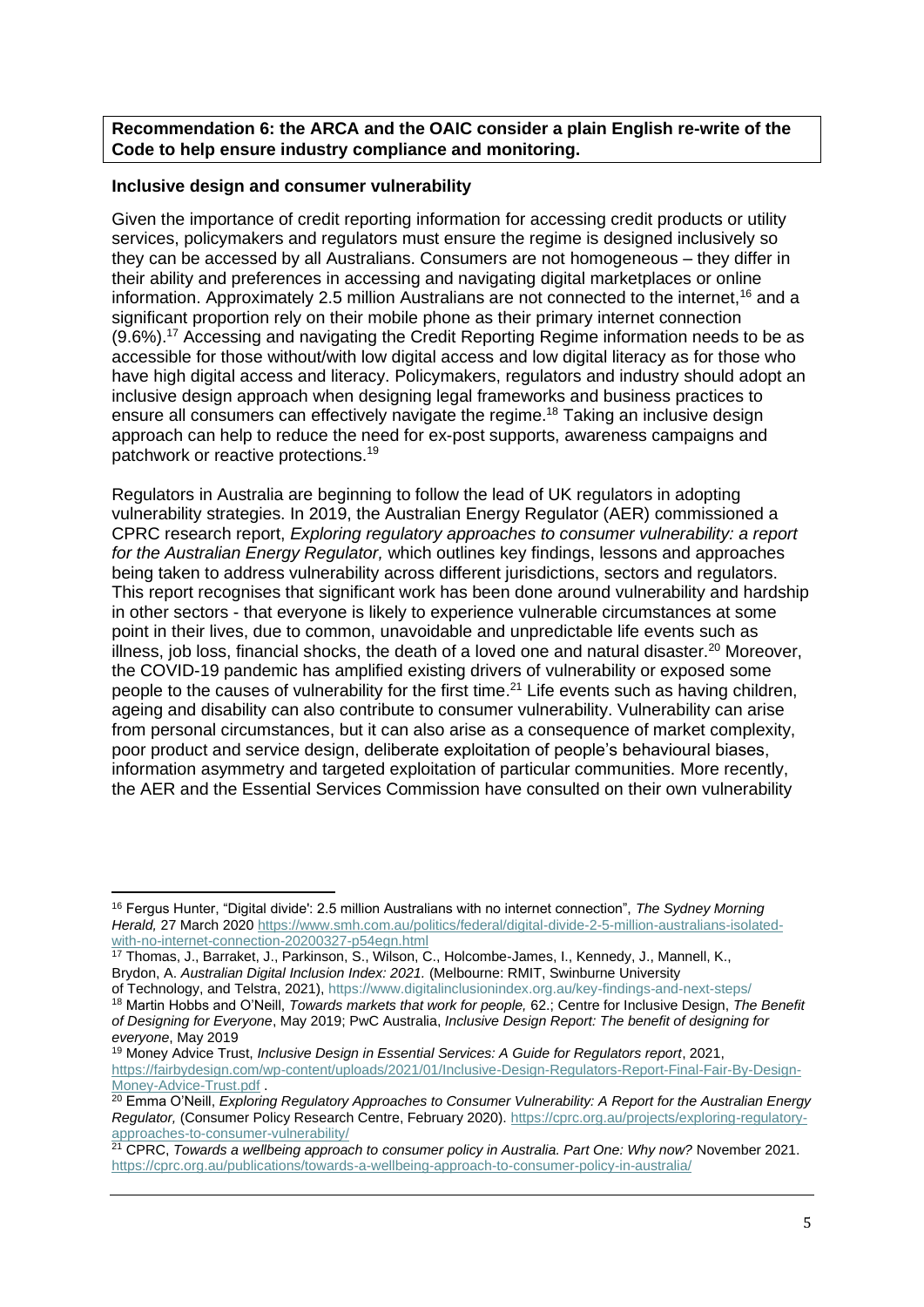**Recommendation 6: the ARCA and the OAIC consider a plain English re-write of the Code to help ensure industry compliance and monitoring.**

### Inclusive design and consumer vulnerability

Given the importance of credit reporting information for accessing credit products or utility services, policymakers and regulators must ensure the regime is designed inclusively so they can be accessed by all Australians. Consumers are not homogeneous – they differ in their ability and preferences in accessing and navigating digital marketplaces or online information. Approximately 2.5 million Australians are not connected to the internet,[16] and a significant proportion rely on their mobile phone as their primary internet connection (9.6%).[17] Accessing and navigating the Credit Reporting Regime information needs to be as accessible for those without/with low digital access and low digital literacy as for those who have high digital access and literacy. Policymakers, regulators and industry should adopt an inclusive design approach when designing legal frameworks and business practices to ensure all consumers can effectively navigate the regime.[18] Taking an inclusive design approach can help to reduce the need for ex-post supports, awareness campaigns and patchwork or reactive protections.[19]

Regulators in Australia are beginning to follow the lead of UK regulators in adopting vulnerability strategies. In 2019, the Australian Energy Regulator (AER) commissioned a CPRC research report, *Exploring regulatory approaches to consumer vulnerability: a report for the Australian Energy Regulator,* which outlines key findings, lessons and approaches being taken to address vulnerability across different jurisdictions, sectors and regulators. This report recognises that significant work has been done around vulnerability and hardship in other sectors - that everyone is likely to experience vulnerable circumstances at some point in their lives, due to common, unavoidable and unpredictable life events such as illness, job loss, financial shocks, the death of a loved one and natural disaster.[20] Moreover, the COVID-19 pandemic has amplified existing drivers of vulnerability or exposed some people to the causes of vulnerability for the first time.[21] Life events such as having children, ageing and disability can also contribute to consumer vulnerability. Vulnerability can arise from personal circumstances, but it can also arise as a consequence of market complexity, poor product and service design, deliberate exploitation of people's behavioural biases, information asymmetry and targeted exploitation of particular communities. More recently, the AER and the Essential Services Commission have consulted on their own vulnerability

---

[16] Fergus Hunter, "Digital divide': 2.5 million Australians with no internet connection", *The Sydney Morning Herald,* 27 March 2020 https://www.smh.com.au/politics/federal/digital-divide-2-5-million-australians-isolated-with-no-internet-connection-20200327-p54egn.html

[17] Thomas, J., Barraket, J., Parkinson, S., Wilson, C., Holcombe-James, I., Kennedy, J., Mannell, K., Brydon, A. *Australian Digital Inclusion Index: 2021.* (Melbourne: RMIT, Swinburne University of Technology, and Telstra, 2021), https://www.digitalinclusionindex.org.au/key-findings-and-next-steps/

[18] Martin Hobbs and O'Neill, *Towards markets that work for people,* 62.; Centre for Inclusive Design, *The Benefit of Designing for Everyone*, May 2019; PwC Australia, *Inclusive Design Report: The benefit of designing for everyone*, May 2019

[19] Money Advice Trust, *Inclusive Design in Essential Services: A Guide for Regulators report*, 2021, https://fairbydesign.com/wp-content/uploads/2021/01/Inclusive-Design-Regulators-Report-Final-Fair-By-Design-Money-Advice-Trust.pdf .

[20] Emma O'Neill, *Exploring Regulatory Approaches to Consumer Vulnerability: A Report for the Australian Energy Regulator,* (Consumer Policy Research Centre, February 2020). https://cprc.org.au/projects/exploring-regulatory-approaches-to-consumer-vulnerability/

[21] CPRC, *Towards a wellbeing approach to consumer policy in Australia. Part One: Why now?* November 2021. https://cprc.org.au/publications/towards-a-wellbeing-approach-to-consumer-policy-in-australia/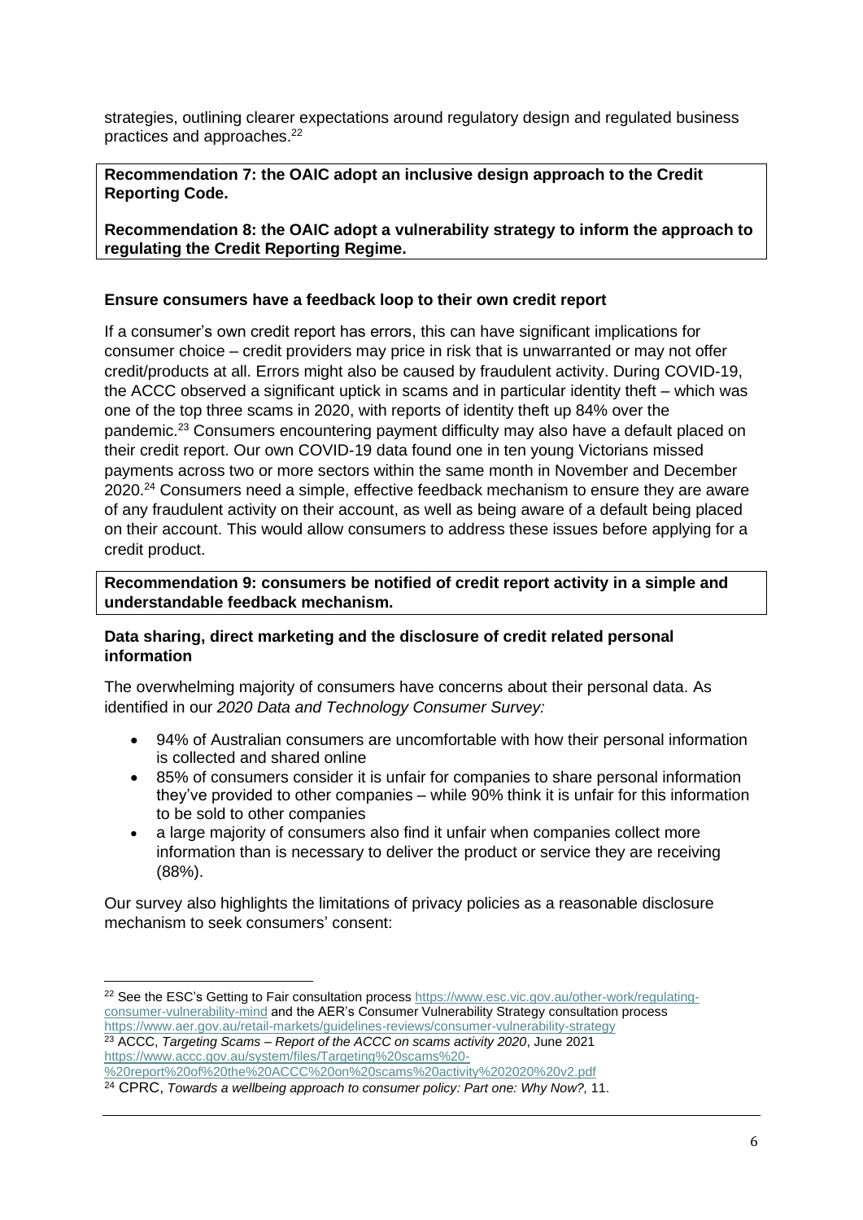strategies, outlining clearer expectations around regulatory design and regulated business practices and approaches.[22]

> **Recommendation 7: the OAIC adopt an inclusive design approach to the Credit Reporting Code.**
>
> **Recommendation 8: the OAIC adopt a vulnerability strategy to inform the approach to regulating the Credit Reporting Regime.**

**Ensure consumers have a feedback loop to their own credit report**

If a consumer's own credit report has errors, this can have significant implications for consumer choice – credit providers may price in risk that is unwarranted or may not offer credit/products at all. Errors might also be caused by fraudulent activity. During COVID-19, the ACCC observed a significant uptick in scams and in particular identity theft – which was one of the top three scams in 2020, with reports of identity theft up 84% over the pandemic.[23] Consumers encountering payment difficulty may also have a default placed on their credit report. Our own COVID-19 data found one in ten young Victorians missed payments across two or more sectors within the same month in November and December 2020.[24] Consumers need a simple, effective feedback mechanism to ensure they are aware of any fraudulent activity on their account, as well as being aware of a default being placed on their account. This would allow consumers to address these issues before applying for a credit product.

> **Recommendation 9: consumers be notified of credit report activity in a simple and understandable feedback mechanism.**

**Data sharing, direct marketing and the disclosure of credit related personal information**

The overwhelming majority of consumers have concerns about their personal data. As identified in our *2020 Data and Technology Consumer Survey:*

- 94% of Australian consumers are uncomfortable with how their personal information is collected and shared online
- 85% of consumers consider it is unfair for companies to share personal information they've provided to other companies – while 90% think it is unfair for this information to be sold to other companies
- a large majority of consumers also find it unfair when companies collect more information than is necessary to deliver the product or service they are receiving (88%).

Our survey also highlights the limitations of privacy policies as a reasonable disclosure mechanism to seek consumers' consent:

---

[22] See the ESC's Getting to Fair consultation process https://www.esc.vic.gov.au/other-work/regulating-consumer-vulnerability-mind and the AER's Consumer Vulnerability Strategy consultation process https://www.aer.gov.au/retail-markets/guidelines-reviews/consumer-vulnerability-strategy

[23] ACCC, *Targeting Scams – Report of the ACCC on scams activity 2020*, June 2021 https://www.accc.gov.au/system/files/Targeting%20scams%20-%20report%20of%20the%20ACCC%20on%20scams%20activity%202020%20v2.pdf

[24] CPRC, *Towards a wellbeing approach to consumer policy: Part one: Why Now?,* 11.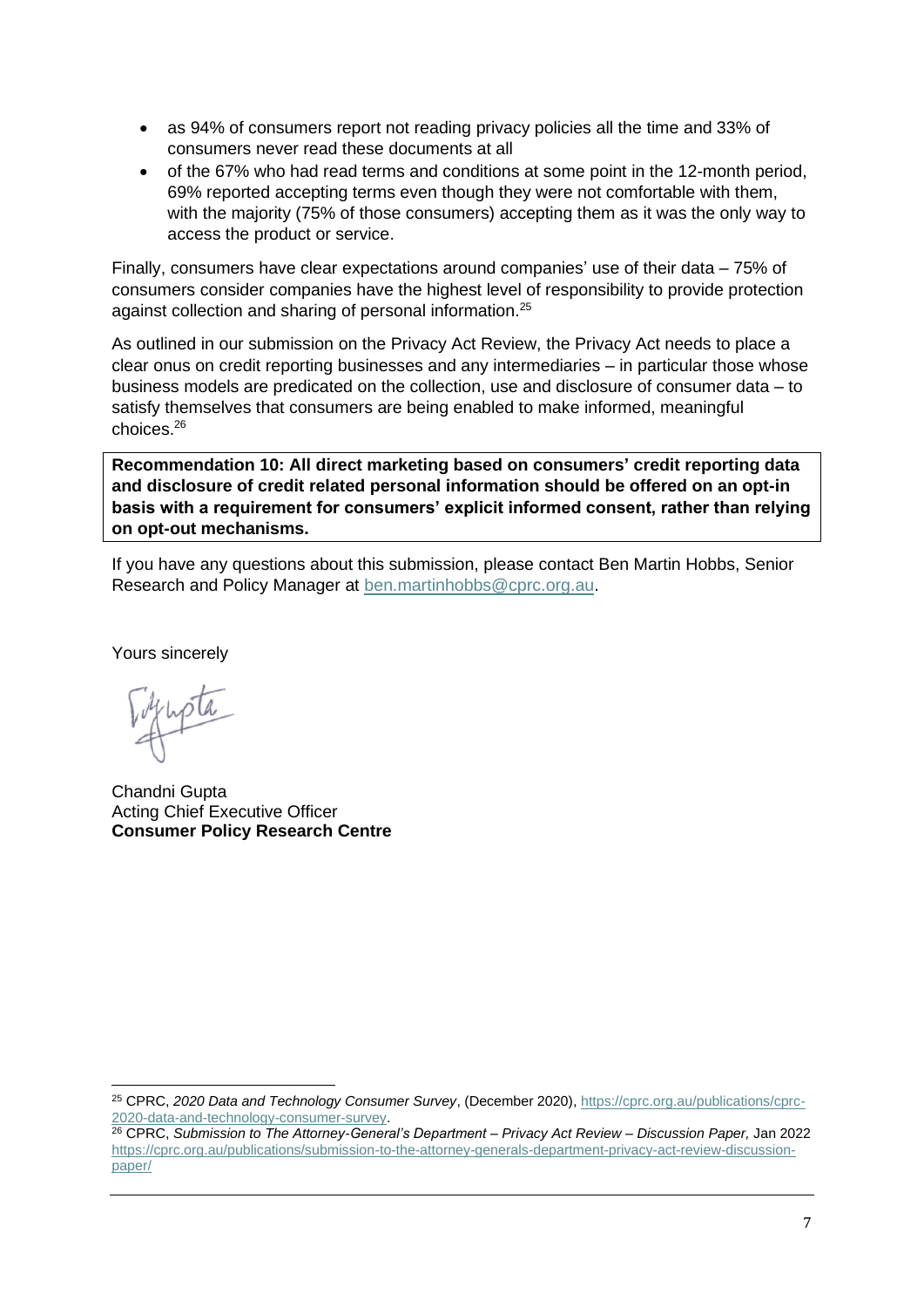- as 94% of consumers report not reading privacy policies all the time and 33% of consumers never read these documents at all
- of the 67% who had read terms and conditions at some point in the 12-month period, 69% reported accepting terms even though they were not comfortable with them, with the majority (75% of those consumers) accepting them as it was the only way to access the product or service.

Finally, consumers have clear expectations around companies' use of their data – 75% of consumers consider companies have the highest level of responsibility to provide protection against collection and sharing of personal information.[25]

As outlined in our submission on the Privacy Act Review, the Privacy Act needs to place a clear onus on credit reporting businesses and any intermediaries – in particular those whose business models are predicated on the collection, use and disclosure of consumer data – to satisfy themselves that consumers are being enabled to make informed, meaningful choices.[26]

**Recommendation 10: All direct marketing based on consumers' credit reporting data and disclosure of credit related personal information should be offered on an opt-in basis with a requirement for consumers' explicit informed consent, rather than relying on opt-out mechanisms.**

If you have any questions about this submission, please contact Ben Martin Hobbs, Senior Research and Policy Manager at ben.martinhobbs@cprc.org.au.

Yours sincerely

Chandni Gupta
Acting Chief Executive Officer
**Consumer Policy Research Centre**

---

[25] CPRC, *2020 Data and Technology Consumer Survey*, (December 2020), https://cprc.org.au/publications/cprc-2020-data-and-technology-consumer-survey.

[26] CPRC, *Submission to The Attorney-General's Department – Privacy Act Review – Discussion Paper,* Jan 2022 https://cprc.org.au/publications/submission-to-the-attorney-generals-department-privacy-act-review-discussion-paper/